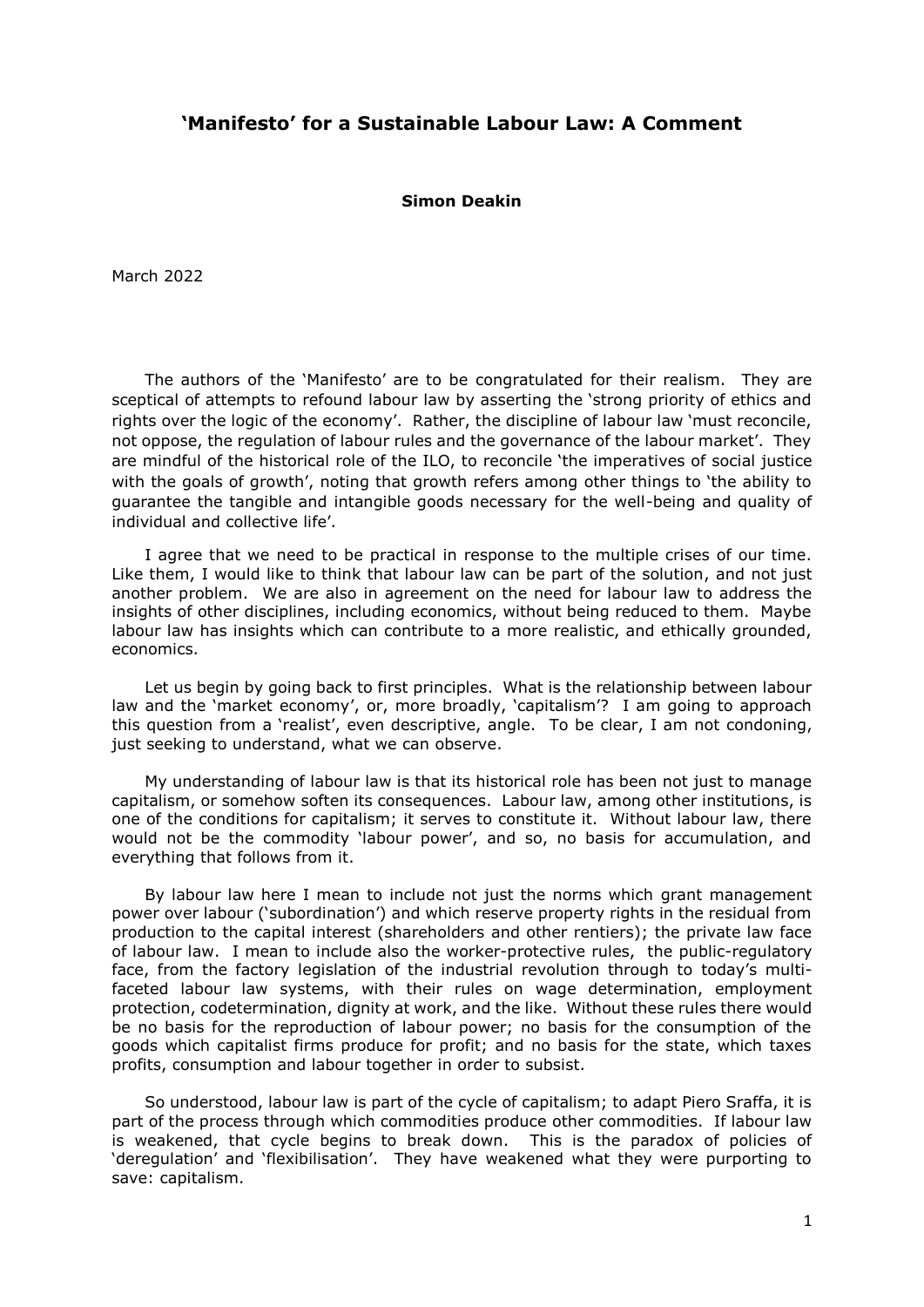## 'Manifesto' for a Sustainable Labour Law: A Comment

**Simon Deakin**

March 2022

The authors of the 'Manifesto' are to be congratulated for their realism. They are sceptical of attempts to refound labour law by asserting the 'strong priority of ethics and rights over the logic of the economy'. Rather, the discipline of labour law 'must reconcile, not oppose, the regulation of labour rules and the governance of the labour market'. They are mindful of the historical role of the ILO, to reconcile 'the imperatives of social justice with the goals of growth', noting that growth refers among other things to 'the ability to guarantee the tangible and intangible goods necessary for the well-being and quality of individual and collective life'.

I agree that we need to be practical in response to the multiple crises of our time. Like them, I would like to think that labour law can be part of the solution, and not just another problem. We are also in agreement on the need for labour law to address the insights of other disciplines, including economics, without being reduced to them. Maybe labour law has insights which can contribute to a more realistic, and ethically grounded, economics.

Let us begin by going back to first principles. What is the relationship between labour law and the 'market economy', or, more broadly, 'capitalism'? I am going to approach this question from a 'realist', even descriptive, angle. To be clear, I am not condoning, just seeking to understand, what we can observe.

My understanding of labour law is that its historical role has been not just to manage capitalism, or somehow soften its consequences. Labour law, among other institutions, is one of the conditions for capitalism; it serves to constitute it. Without labour law, there would not be the commodity 'labour power', and so, no basis for accumulation, and everything that follows from it.

By labour law here I mean to include not just the norms which grant management power over labour ('subordination') and which reserve property rights in the residual from production to the capital interest (shareholders and other rentiers); the private law face of labour law. I mean to include also the worker-protective rules, the public-regulatory face, from the factory legislation of the industrial revolution through to today's multi-faceted labour law systems, with their rules on wage determination, employment protection, codetermination, dignity at work, and the like. Without these rules there would be no basis for the reproduction of labour power; no basis for the consumption of the goods which capitalist firms produce for profit; and no basis for the state, which taxes profits, consumption and labour together in order to subsist.

So understood, labour law is part of the cycle of capitalism; to adapt Piero Sraffa, it is part of the process through which commodities produce other commodities. If labour law is weakened, that cycle begins to break down. This is the paradox of policies of 'deregulation' and 'flexibilisation'. They have weakened what they were purporting to save: capitalism.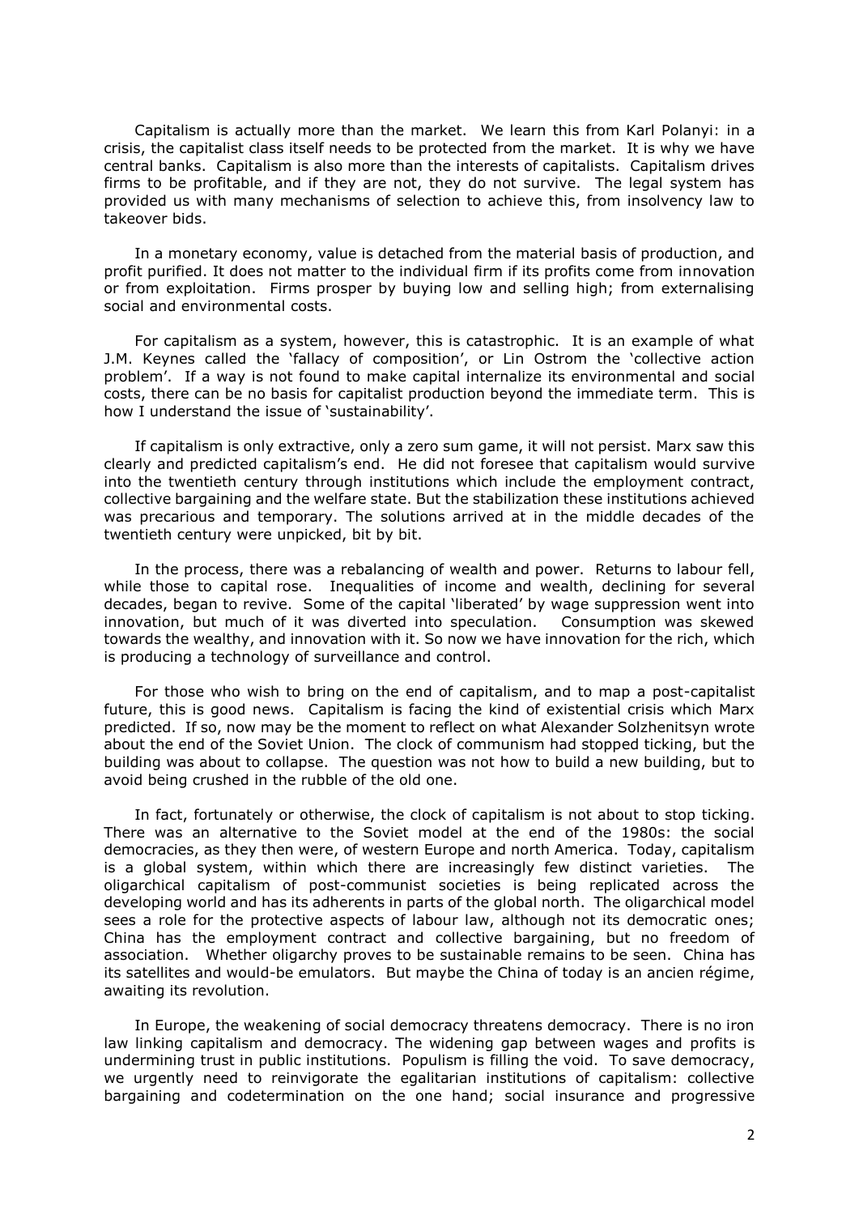Capitalism is actually more than the market. We learn this from Karl Polanyi: in a crisis, the capitalist class itself needs to be protected from the market. It is why we have central banks. Capitalism is also more than the interests of capitalists. Capitalism drives firms to be profitable, and if they are not, they do not survive. The legal system has provided us with many mechanisms of selection to achieve this, from insolvency law to takeover bids.

In a monetary economy, value is detached from the material basis of production, and profit purified. It does not matter to the individual firm if its profits come from innovation or from exploitation. Firms prosper by buying low and selling high; from externalising social and environmental costs.

For capitalism as a system, however, this is catastrophic. It is an example of what J.M. Keynes called the 'fallacy of composition', or Lin Ostrom the 'collective action problem'. If a way is not found to make capital internalize its environmental and social costs, there can be no basis for capitalist production beyond the immediate term. This is how I understand the issue of 'sustainability'.

If capitalism is only extractive, only a zero sum game, it will not persist. Marx saw this clearly and predicted capitalism's end. He did not foresee that capitalism would survive into the twentieth century through institutions which include the employment contract, collective bargaining and the welfare state. But the stabilization these institutions achieved was precarious and temporary. The solutions arrived at in the middle decades of the twentieth century were unpicked, bit by bit.

In the process, there was a rebalancing of wealth and power. Returns to labour fell, while those to capital rose. Inequalities of income and wealth, declining for several decades, began to revive. Some of the capital 'liberated' by wage suppression went into innovation, but much of it was diverted into speculation. Consumption was skewed towards the wealthy, and innovation with it. So now we have innovation for the rich, which is producing a technology of surveillance and control.

For those who wish to bring on the end of capitalism, and to map a post-capitalist future, this is good news. Capitalism is facing the kind of existential crisis which Marx predicted. If so, now may be the moment to reflect on what Alexander Solzhenitsyn wrote about the end of the Soviet Union. The clock of communism had stopped ticking, but the building was about to collapse. The question was not how to build a new building, but to avoid being crushed in the rubble of the old one.

In fact, fortunately or otherwise, the clock of capitalism is not about to stop ticking. There was an alternative to the Soviet model at the end of the 1980s: the social democracies, as they then were, of western Europe and north America. Today, capitalism is a global system, within which there are increasingly few distinct varieties. The oligarchical capitalism of post-communist societies is being replicated across the developing world and has its adherents in parts of the global north. The oligarchical model sees a role for the protective aspects of labour law, although not its democratic ones; China has the employment contract and collective bargaining, but no freedom of association. Whether oligarchy proves to be sustainable remains to be seen. China has its satellites and would-be emulators. But maybe the China of today is an ancien régime, awaiting its revolution.

In Europe, the weakening of social democracy threatens democracy. There is no iron law linking capitalism and democracy. The widening gap between wages and profits is undermining trust in public institutions. Populism is filling the void. To save democracy, we urgently need to reinvigorate the egalitarian institutions of capitalism: collective bargaining and codetermination on the one hand; social insurance and progressive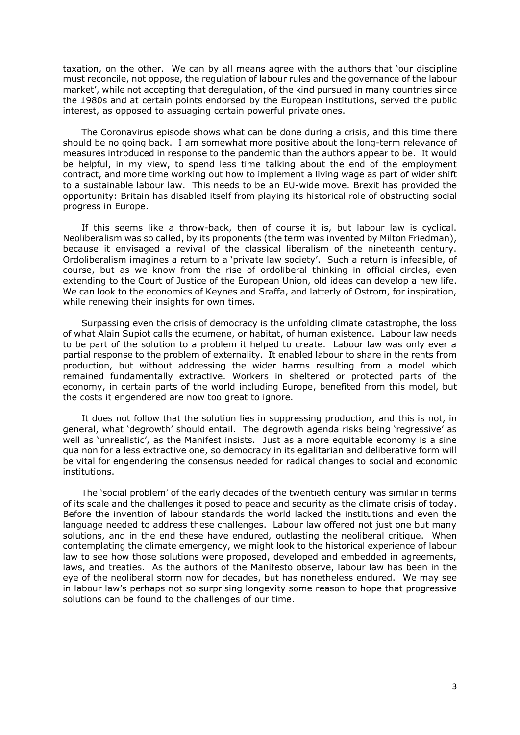taxation, on the other. We can by all means agree with the authors that 'our discipline must reconcile, not oppose, the regulation of labour rules and the governance of the labour market', while not accepting that deregulation, of the kind pursued in many countries since the 1980s and at certain points endorsed by the European institutions, served the public interest, as opposed to assuaging certain powerful private ones.

The Coronavirus episode shows what can be done during a crisis, and this time there should be no going back. I am somewhat more positive about the long-term relevance of measures introduced in response to the pandemic than the authors appear to be. It would be helpful, in my view, to spend less time talking about the end of the employment contract, and more time working out how to implement a living wage as part of wider shift to a sustainable labour law. This needs to be an EU-wide move. Brexit has provided the opportunity: Britain has disabled itself from playing its historical role of obstructing social progress in Europe.

If this seems like a throw-back, then of course it is, but labour law is cyclical. Neoliberalism was so called, by its proponents (the term was invented by Milton Friedman), because it envisaged a revival of the classical liberalism of the nineteenth century. Ordoliberalism imagines a return to a 'private law society'. Such a return is infeasible, of course, but as we know from the rise of ordoliberal thinking in official circles, even extending to the Court of Justice of the European Union, old ideas can develop a new life. We can look to the economics of Keynes and Sraffa, and latterly of Ostrom, for inspiration, while renewing their insights for own times.

Surpassing even the crisis of democracy is the unfolding climate catastrophe, the loss of what Alain Supiot calls the ecumene, or habitat, of human existence. Labour law needs to be part of the solution to a problem it helped to create. Labour law was only ever a partial response to the problem of externality. It enabled labour to share in the rents from production, but without addressing the wider harms resulting from a model which remained fundamentally extractive. Workers in sheltered or protected parts of the economy, in certain parts of the world including Europe, benefited from this model, but the costs it engendered are now too great to ignore.

It does not follow that the solution lies in suppressing production, and this is not, in general, what 'degrowth' should entail. The degrowth agenda risks being 'regressive' as well as 'unrealistic', as the Manifest insists. Just as a more equitable economy is a sine qua non for a less extractive one, so democracy in its egalitarian and deliberative form will be vital for engendering the consensus needed for radical changes to social and economic institutions.

The 'social problem' of the early decades of the twentieth century was similar in terms of its scale and the challenges it posed to peace and security as the climate crisis of today. Before the invention of labour standards the world lacked the institutions and even the language needed to address these challenges. Labour law offered not just one but many solutions, and in the end these have endured, outlasting the neoliberal critique. When contemplating the climate emergency, we might look to the historical experience of labour law to see how those solutions were proposed, developed and embedded in agreements, laws, and treaties. As the authors of the Manifesto observe, labour law has been in the eye of the neoliberal storm now for decades, but has nonetheless endured. We may see in labour law's perhaps not so surprising longevity some reason to hope that progressive solutions can be found to the challenges of our time.